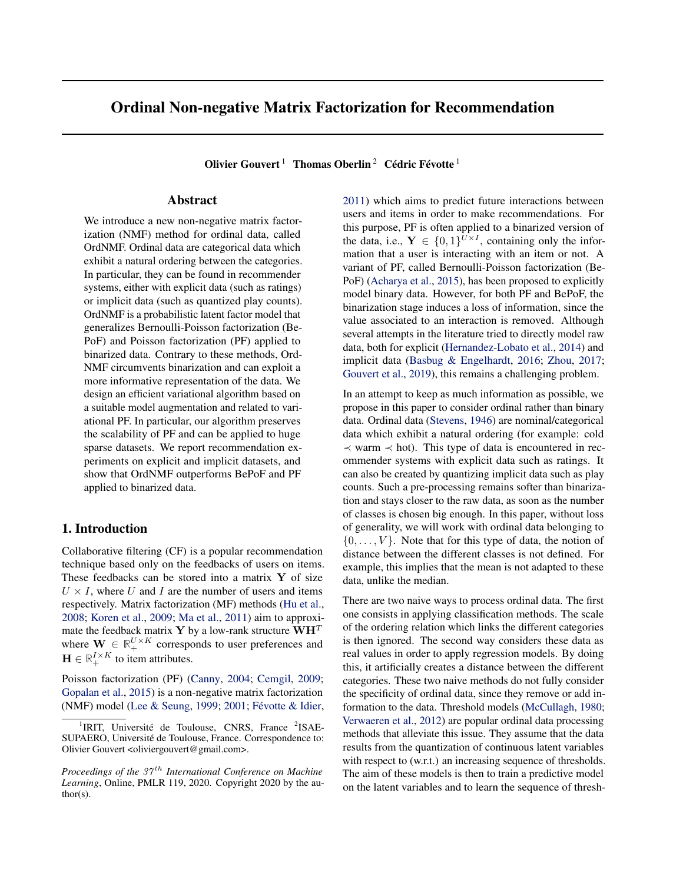# Ordinal Non-negative Matrix Factorization for Recommendation

**Olivier Gouvert** [1] **Thomas Oberlin** [2] **Cédric Févotte** [1]

## Abstract

We introduce a new non-negative matrix factorization (NMF) method for ordinal data, called OrdNMF. Ordinal data are categorical data which exhibit a natural ordering between the categories. In particular, they can be found in recommender systems, either with explicit data (such as ratings) or implicit data (such as quantized play counts). OrdNMF is a probabilistic latent factor model that generalizes Bernoulli-Poisson factorization (BePoF) and Poisson factorization (PF) applied to binarized data. Contrary to these methods, OrdNMF circumvents binarization and can exploit a more informative representation of the data. We design an efficient variational algorithm based on a suitable model augmentation and related to variational PF. In particular, our algorithm preserves the scalability of PF and can be applied to huge sparse datasets. We report recommendation experiments on explicit and implicit datasets, and show that OrdNMF outperforms BePoF and PF applied to binarized data.

## 1. Introduction

Collaborative filtering (CF) is a popular recommendation technique based only on the feedbacks of users on items. These feedbacks can be stored into a matrix $\mathbf{Y}$ of size $U \times I$, where $U$ and $I$ are the number of users and items respectively. Matrix factorization (MF) methods (Hu et al., 2008; Koren et al., 2009; Ma et al., 2011) aim to approximate the feedback matrix $\mathbf{Y}$ by a low-rank structure $\mathbf{W}\mathbf{H}^T$ where $\mathbf{W} \in \mathbb{R}_+^{U \times K}$ corresponds to user preferences and $\mathbf{H} \in \mathbb{R}_+^{I \times K}$ to item attributes.

Poisson factorization (PF) (Canny, 2004; Cemgil, 2009; Gopalan et al., 2015) is a non-negative matrix factorization (NMF) model (Lee & Seung, 1999; 2001; Févotte & Idier, 2011) which aims to predict future interactions between users and items in order to make recommendations. For this purpose, PF is often applied to a binarized version of the data, i.e., $\mathbf{Y} \in \{0, 1\}^{U \times I}$, containing only the information that a user is interacting with an item or not. A variant of PF, called Bernoulli-Poisson factorization (BePoF) (Acharya et al., 2015), has been proposed to explicitly model binary data. However, for both PF and BePoF, the binarization stage induces a loss of information, since the value associated to an interaction is removed. Although several attempts in the literature tried to directly model raw data, both for explicit (Hernandez-Lobato et al., 2014) and implicit data (Basbug & Engelhardt, 2016; Zhou, 2017; Gouvert et al., 2019), this remains a challenging problem.

In an attempt to keep as much information as possible, we propose in this paper to consider ordinal rather than binary data. Ordinal data (Stevens, 1946) are nominal/categorical data which exhibit a natural ordering (for example: cold $\prec$ warm $\prec$ hot). This type of data is encountered in recommender systems with explicit data such as ratings. It can also be created by quantizing implicit data such as play counts. Such a pre-processing remains softer than binarization and stays closer to the raw data, as soon as the number of classes is chosen big enough. In this paper, without loss of generality, we will work with ordinal data belonging to $\{0, \ldots, V\}$. Note that for this type of data, the notion of distance between the different classes is not defined. For example, this implies that the mean is not adapted to these data, unlike the median.

There are two naive ways to process ordinal data. The first one consists in applying classification methods. The scale of the ordering relation which links the different categories is then ignored. The second way considers these data as real values in order to apply regression models. By doing this, it artificially creates a distance between the different categories. These two naive methods do not fully consider the specificity of ordinal data, since they remove or add information to the data. Threshold models (McCullagh, 1980; Verwaeren et al., 2012) are popular ordinal data processing methods that alleviate this issue. They assume that the data results from the quantization of continuous latent variables with respect to (w.r.t.) an increasing sequence of thresholds. The aim of these models is then to train a predictive model on the latent variables and to learn the sequence of thresh-

---

[1] IRIT, Université de Toulouse, CNRS, France [2] ISAE-SUPAERO, Université de Toulouse, France. Correspondence to: Olivier Gouvert <oliviergouvert@gmail.com>.

*Proceedings of the $37^{th}$ International Conference on Machine Learning*, Online, PMLR 119, 2020. Copyright 2020 by the author(s).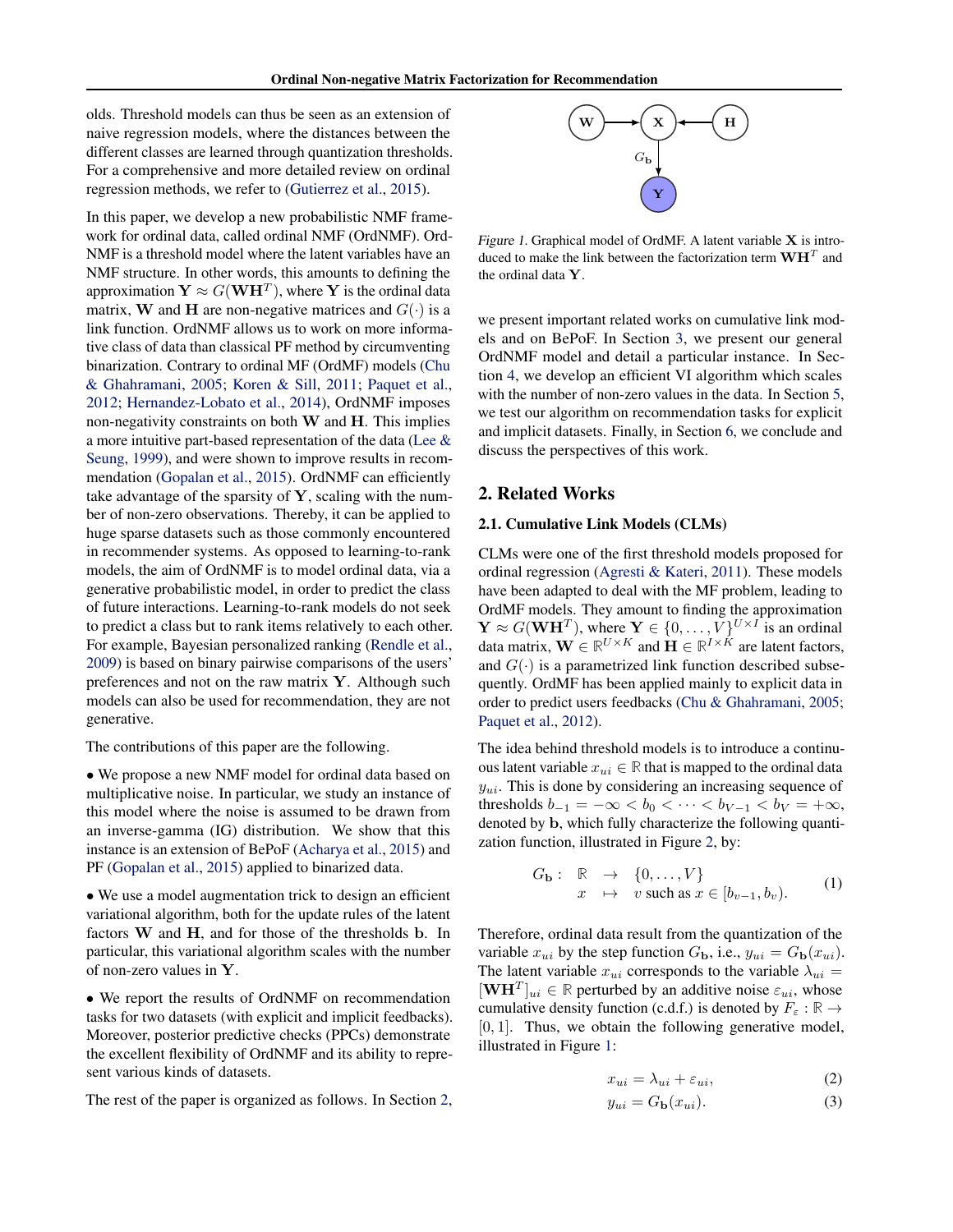olds. Threshold models can thus be seen as an extension of naive regression models, where the distances between the different classes are learned through quantization thresholds. For a comprehensive and more detailed review on ordinal regression methods, we refer to (Gutierrez et al., 2015).

In this paper, we develop a new probabilistic NMF framework for ordinal data, called ordinal NMF (OrdNMF). OrdNMF is a threshold model where the latent variables have an NMF structure. In other words, this amounts to defining the approximation $\mathbf{Y} \approx G(\mathbf{W}\mathbf{H}^T)$, where $\mathbf{Y}$ is the ordinal data matrix, $\mathbf{W}$ and $\mathbf{H}$ are non-negative matrices and $G(\cdot)$ is a link function. OrdNMF allows us to work on more informative class of data than classical PF method by circumventing binarization. Contrary to ordinal MF (OrdMF) models (Chu & Ghahramani, 2005; Koren & Sill, 2011; Paquet et al., 2012; Hernandez-Lobato et al., 2014), OrdNMF imposes non-negativity constraints on both $\mathbf{W}$ and $\mathbf{H}$. This implies a more intuitive part-based representation of the data (Lee & Seung, 1999), and were shown to improve results in recommendation (Gopalan et al., 2015). OrdNMF can efficiently take advantage of the sparsity of $\mathbf{Y}$, scaling with the number of non-zero observations. Thereby, it can be applied to huge sparse datasets such as those commonly encountered in recommender systems. As opposed to learning-to-rank models, the aim of OrdNMF is to model ordinal data, via a generative probabilistic model, in order to predict the class of future interactions. Learning-to-rank models do not seek to predict a class but to rank items relatively to each other. For example, Bayesian personalized ranking (Rendle et al., 2009) is based on binary pairwise comparisons of the users' preferences and not on the raw matrix $\mathbf{Y}$. Although such models can also be used for recommendation, they are not generative.

The contributions of this paper are the following.

- We propose a new NMF model for ordinal data based on multiplicative noise. In particular, we study an instance of this model where the noise is assumed to be drawn from an inverse-gamma (IG) distribution. We show that this instance is an extension of BePoF (Acharya et al., 2015) and PF (Gopalan et al., 2015) applied to binarized data.
- We use a model augmentation trick to design an efficient variational algorithm, both for the update rules of the latent factors $\mathbf{W}$ and $\mathbf{H}$, and for those of the thresholds $\mathbf{b}$. In particular, this variational algorithm scales with the number of non-zero values in $\mathbf{Y}$.
- We report the results of OrdNMF on recommendation tasks for two datasets (with explicit and implicit feedbacks). Moreover, posterior predictive checks (PPCs) demonstrate the excellent flexibility of OrdNMF and its ability to represent various kinds of datasets.

The rest of the paper is organized as follows. In Section 2, we present important related works on cumulative link models and on BePoF. In Section 3, we present our general OrdNMF model and detail a particular instance. In Section 4, we develop an efficient VI algorithm which scales with the number of non-zero values in the data. In Section 5, we test our algorithm on recommendation tasks for explicit and implicit datasets. Finally, in Section 6, we conclude and discuss the perspectives of this work.

*Figure 1.* Graphical model of OrdMF. A latent variable $\mathbf{X}$ is introduced to make the link between the factorization term $\mathbf{W}\mathbf{H}^T$ and the ordinal data $\mathbf{Y}$.

## 2. Related Works

### 2.1. Cumulative Link Models (CLMs)

CLMs were one of the first threshold models proposed for ordinal regression (Agresti & Kateri, 2011). These models have been adapted to deal with the MF problem, leading to OrdMF models. They amount to finding the approximation $\mathbf{Y} \approx G(\mathbf{W}\mathbf{H}^T)$, where $\mathbf{Y} \in \{0, \dots, V\}^{U \times I}$ is an ordinal data matrix, $\mathbf{W} \in \mathbb{R}^{U \times K}$ and $\mathbf{H} \in \mathbb{R}^{I \times K}$ are latent factors, and $G(\cdot)$ is a parametrized link function described subsequently. OrdMF has been applied mainly to explicit data in order to predict users feedbacks (Chu & Ghahramani, 2005; Paquet et al., 2012).

The idea behind threshold models is to introduce a continuous latent variable $x_{ui} \in \mathbb{R}$ that is mapped to the ordinal data $y_{ui}$. This is done by considering an increasing sequence of thresholds $b_{-1} = -\infty < b_0 < \dots < b_{V-1} < b_V = +\infty$, denoted by $\mathbf{b}$, which fully characterize the following quantization function, illustrated in Figure 2, by:

$$
\begin{array}{rccl}
G_{\mathbf{b}}: & \mathbb{R} & \rightarrow & \{0, \dots, V\} \\
& x & \mapsto & v \text{ such as } x \in [b_{v-1}, b_v).
\end{array} \tag{1}
$$

Therefore, ordinal data result from the quantization of the variable $x_{ui}$ by the step function $G_{\mathbf{b}}$, i.e., $y_{ui} = G_{\mathbf{b}}(x_{ui})$. The latent variable $x_{ui}$ corresponds to the variable $\lambda_{ui} = [\mathbf{W}\mathbf{H}^T]_{ui} \in \mathbb{R}$ perturbed by an additive noise $\varepsilon_{ui}$, whose cumulative density function (c.d.f.) is denoted by $F_\varepsilon : \mathbb{R} \rightarrow [0, 1]$. Thus, we obtain the following generative model, illustrated in Figure 1:

$$
x_{ui} = \lambda_{ui} + \varepsilon_{ui}, \tag{2}
$$

$$
y_{ui} = G_{\mathbf{b}}(x_{ui}). \tag{3}
$$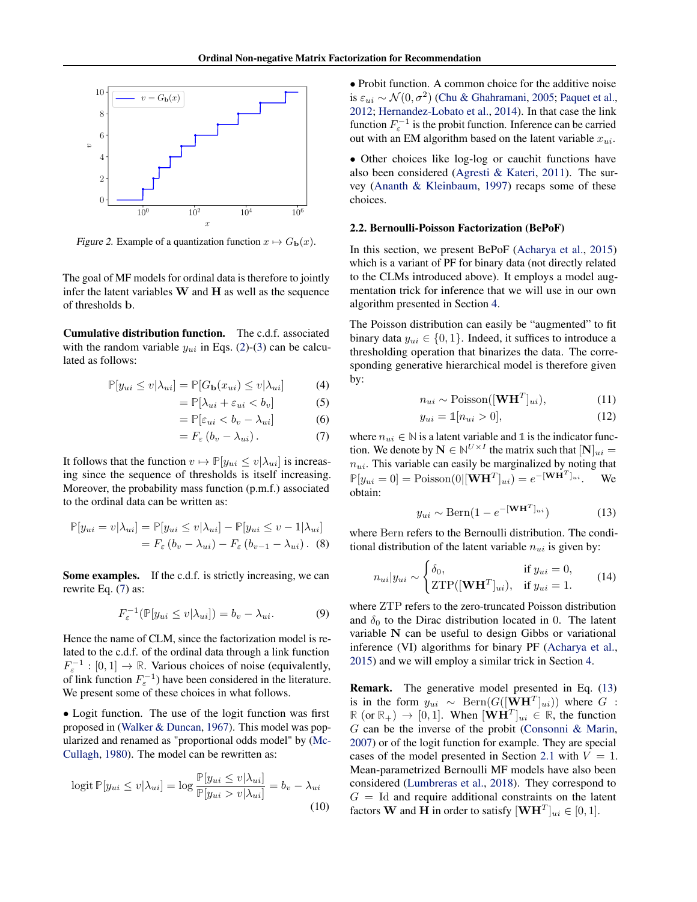Figure 2. Example of a quantization function $x \mapsto G_{\mathbf{b}}(x)$.

The goal of MF models for ordinal data is therefore to jointly infer the latent variables $\mathbf{W}$ and $\mathbf{H}$ as well as the sequence of thresholds $\mathbf{b}$.

**Cumulative distribution function.** The c.d.f. associated with the random variable $y_{ui}$ in Eqs. (2)-(3) can be calculated as follows:

$$\mathbb{P}[y_{ui} \leq v|\lambda_{ui}] = \mathbb{P}[G_{\mathbf{b}}(x_{ui}) \leq v|\lambda_{ui}] \tag{4}$$

$$= \mathbb{P}[\lambda_{ui} + \varepsilon_{ui} < b_v] \tag{5}$$

$$= \mathbb{P}[\varepsilon_{ui} < b_v - \lambda_{ui}] \tag{6}$$

$$= F_\varepsilon\left(b_v - \lambda_{ui}\right). \tag{7}$$

It follows that the function $v \mapsto \mathbb{P}[y_{ui} \leq v|\lambda_{ui}]$ is increasing since the sequence of thresholds is itself increasing. Moreover, the probability mass function (p.m.f.) associated to the ordinal data can be written as:

$$\mathbb{P}[y_{ui} = v|\lambda_{ui}] = \mathbb{P}[y_{ui} \leq v|\lambda_{ui}] - \mathbb{P}[y_{ui} \leq v-1|\lambda_{ui}]$$
$$= F_\varepsilon\left(b_v - \lambda_{ui}\right) - F_\varepsilon\left(b_{v-1} - \lambda_{ui}\right). \tag{8}$$

**Some examples.** If the c.d.f. is strictly increasing, we can rewrite Eq. (7) as:

$$F_\varepsilon^{-1}(\mathbb{P}[y_{ui} \leq v|\lambda_{ui}]) = b_v - \lambda_{ui}. \tag{9}$$

Hence the name of CLM, since the factorization model is related to the c.d.f. of the ordinal data through a link function $F_\varepsilon^{-1} : [0,1] \to \mathbb{R}$. Various choices of noise (equivalently, of link function $F_\varepsilon^{-1}$) have been considered in the literature. We present some of these choices in what follows.

• Logit function. The use of the logit function was first proposed in (Walker & Duncan, 1967). This model was popularized and renamed as "proportional odds model" by (McCullagh, 1980). The model can be rewritten as:

$$\operatorname{logit} \mathbb{P}[y_{ui} \leq v|\lambda_{ui}] = \log \frac{\mathbb{P}[y_{ui} \leq v|\lambda_{ui}]}{\mathbb{P}[y_{ui} > v|\lambda_{ui}]} = b_v - \lambda_{ui} \tag{10}$$

• Probit function. A common choice for the additive noise is $\varepsilon_{ui} \sim \mathcal{N}(0, \sigma^2)$ (Chu & Ghahramani, 2005; Paquet et al., 2012; Hernandez-Lobato et al., 2014). In that case the link function $F_\varepsilon^{-1}$ is the probit function. Inference can be carried out with an EM algorithm based on the latent variable $x_{ui}$.

• Other choices like log-log or cauchit functions have also been considered (Agresti & Kateri, 2011). The survey (Ananth & Kleinbaum, 1997) recaps some of these choices.

### 2.2. Bernoulli-Poisson Factorization (BePoF)

In this section, we present BePoF (Acharya et al., 2015) which is a variant of PF for binary data (not directly related to the CLMs introduced above). It employs a model augmentation trick for inference that we will use in our own algorithm presented in Section 4.

The Poisson distribution can easily be "augmented" to fit binary data $y_{ui} \in \{0, 1\}$. Indeed, it suffices to introduce a thresholding operation that binarizes the data. The corresponding generative hierarchical model is therefore given by:

$$n_{ui} \sim \text{Poisson}([\mathbf{W}\mathbf{H}^T]_{ui}), \tag{11}$$

$$y_{ui} = \mathbb{1}[n_{ui} > 0], \tag{12}$$

where $n_{ui} \in \mathbb{N}$ is a latent variable and $\mathbb{1}$ is the indicator function. We denote by $\mathbf{N} \in \mathbb{N}^{U \times I}$ the matrix such that $[\mathbf{N}]_{ui} = n_{ui}$. This variable can easily be marginalized by noting that $\mathbb{P}[y_{ui} = 0] = \text{Poisson}(0|[\mathbf{W}\mathbf{H}^T]_{ui}) = e^{-[\mathbf{W}\mathbf{H}^T]_{ui}}$. We obtain:

$$y_{ui} \sim \text{Bern}(1 - e^{-[\mathbf{W}\mathbf{H}^T]_{ui}}) \tag{13}$$

where Bern refers to the Bernoulli distribution. The conditional distribution of the latent variable $n_{ui}$ is given by:

$$n_{ui}|y_{ui} \sim \begin{cases} \delta_0, & \text{if } y_{ui} = 0, \\ \text{ZTP}([\mathbf{W}\mathbf{H}^T]_{ui}), & \text{if } y_{ui} = 1. \end{cases} \tag{14}$$

where ZTP refers to the zero-truncated Poisson distribution and $\delta_0$ to the Dirac distribution located in 0. The latent variable $\mathbf{N}$ can be useful to design Gibbs or variational inference (VI) algorithms for binary PF (Acharya et al., 2015) and we will employ a similar trick in Section 4.

**Remark.** The generative model presented in Eq. (13) is in the form $y_{ui} \sim \text{Bern}(G([\mathbf{W}\mathbf{H}^T]_{ui}))$ where $G : \mathbb{R}$ (or $\mathbb{R}_+$) $\to [0, 1]$. When $[\mathbf{W}\mathbf{H}^T]_{ui} \in \mathbb{R}$, the function $G$ can be the inverse of the probit (Consonni & Marin, 2007) or of the logit function for example. They are special cases of the model presented in Section 2.1 with $V = 1$. Mean-parametrized Bernoulli MF models have also been considered (Lumbreras et al., 2018). They correspond to $G = \text{Id}$ and require additional constraints on the latent factors $\mathbf{W}$ and $\mathbf{H}$ in order to satisfy $[\mathbf{W}\mathbf{H}^T]_{ui} \in [0, 1]$.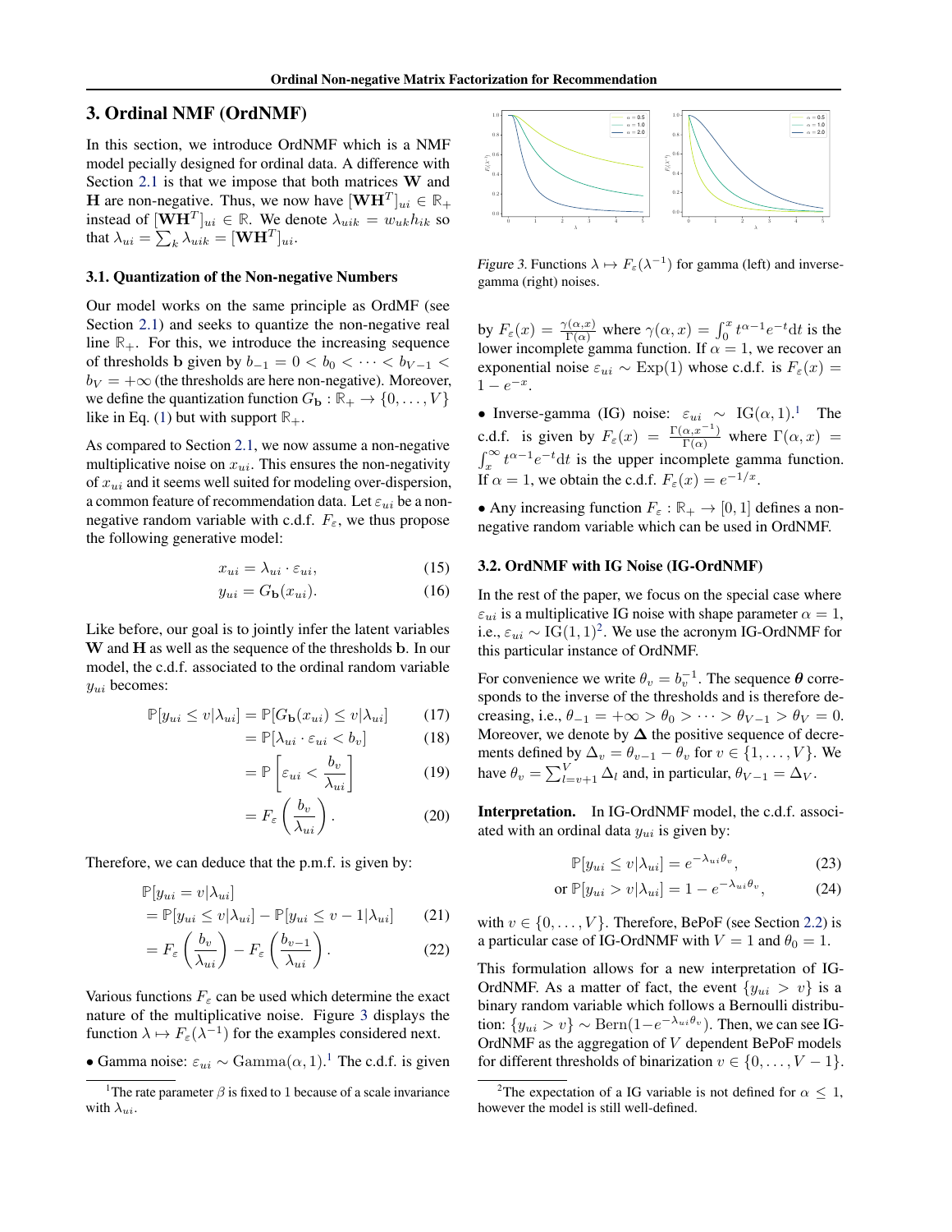## 3. Ordinal NMF (OrdNMF)

In this section, we introduce OrdNMF which is a NMF model pecially designed for ordinal data. A difference with Section 2.1 is that we impose that both matrices $\mathbf{W}$ and $\mathbf{H}$ are non-negative. Thus, we now have $[\mathbf{W}\mathbf{H}^T]_{ui} \in \mathbb{R}_+$ instead of $[\mathbf{W}\mathbf{H}^T]_{ui} \in \mathbb{R}$. We denote $\lambda_{uik} = w_{uk}h_{ik}$ so that $\lambda_{ui} = \sum_k \lambda_{uik} = [\mathbf{W}\mathbf{H}^T]_{ui}$.

### 3.1. Quantization of the Non-negative Numbers

Our model works on the same principle as OrdMF (see Section 2.1) and seeks to quantize the non-negative real line $\mathbb{R}_+$. For this, we introduce the increasing sequence of thresholds $\mathbf{b}$ given by $b_{-1} = 0 < b_0 < \cdots < b_{V-1} < b_V = +\infty$ (the thresholds are here non-negative). Moreover, we define the quantization function $G_{\mathbf{b}} : \mathbb{R}_+ \to \{0, \dots, V\}$ like in Eq. (1) but with support $\mathbb{R}_+$.

As compared to Section 2.1, we now assume a non-negative multiplicative noise on $x_{ui}$. This ensures the non-negativity of $x_{ui}$ and it seems well suited for modeling over-dispersion, a common feature of recommendation data. Let $\varepsilon_{ui}$ be a non-negative random variable with c.d.f. $F_\varepsilon$, we thus propose the following generative model:

$$x_{ui} = \lambda_{ui} \cdot \varepsilon_{ui}, \tag{15}$$

$$y_{ui} = G_{\mathbf{b}}(x_{ui}). \tag{16}$$

Like before, our goal is to jointly infer the latent variables $\mathbf{W}$ and $\mathbf{H}$ as well as the sequence of the thresholds $\mathbf{b}$. In our model, the c.d.f. associated to the ordinal random variable $y_{ui}$ becomes:

$$\begin{aligned}
\mathbb{P}[y_{ui} \le v | \lambda_{ui}] &= \mathbb{P}[G_{\mathbf{b}}(x_{ui}) \le v | \lambda_{ui}] &(17)\\
&= \mathbb{P}[\lambda_{ui} \cdot \varepsilon_{ui} < b_v] &(18)\\
&= \mathbb{P}\left[\varepsilon_{ui} < \frac{b_v}{\lambda_{ui}}\right] &(19)\\
&= F_\varepsilon\left(\frac{b_v}{\lambda_{ui}}\right). &(20)
\end{aligned}$$

Therefore, we can deduce that the p.m.f. is given by:

$$\begin{aligned}
&\mathbb{P}[y_{ui} = v | \lambda_{ui}]\\
&= \mathbb{P}[y_{ui} \le v | \lambda_{ui}] - \mathbb{P}[y_{ui} \le v-1 | \lambda_{ui}] &(21)\\
&= F_\varepsilon\left(\frac{b_v}{\lambda_{ui}}\right) - F_\varepsilon\left(\frac{b_{v-1}}{\lambda_{ui}}\right). &(22)
\end{aligned}$$

Various functions $F_\varepsilon$ can be used which determine the exact nature of the multiplicative noise. Figure 3 displays the function $\lambda \mapsto F_\varepsilon(\lambda^{-1})$ for the examples considered next.

- Gamma noise: $\varepsilon_{ui} \sim \text{Gamma}(\alpha, 1)$.[1] The c.d.f. is given by $F_\varepsilon(x) = \frac{\gamma(\alpha,x)}{\Gamma(\alpha)}$ where $\gamma(\alpha, x) = \int_0^x t^{\alpha-1}e^{-t}\mathrm{d}t$ is the lower incomplete gamma function. If $\alpha = 1$, we recover an exponential noise $\varepsilon_{ui} \sim \text{Exp}(1)$ whose c.d.f. is $F_\varepsilon(x) = 1 - e^{-x}$.

- Inverse-gamma (IG) noise: $\varepsilon_{ui} \sim \text{IG}(\alpha, 1)$.[1] The c.d.f. is given by $F_\varepsilon(x) = \frac{\Gamma(\alpha, x^{-1})}{\Gamma(\alpha)}$ where $\Gamma(\alpha, x) = \int_x^\infty t^{\alpha-1}e^{-t}\mathrm{d}t$ is the upper incomplete gamma function. If $\alpha = 1$, we obtain the c.d.f. $F_\varepsilon(x) = e^{-1/x}$.

- Any increasing function $F_\varepsilon : \mathbb{R}_+ \to [0, 1]$ defines a non-negative random variable which can be used in OrdNMF.

[1] The rate parameter $\beta$ is fixed to 1 because of a scale invariance with $\lambda_{ui}$.

*Figure 3.* Functions $\lambda \mapsto F_\varepsilon(\lambda^{-1})$ for gamma (left) and inverse-gamma (right) noises.

### 3.2. OrdNMF with IG Noise (IG-OrdNMF)

In the rest of the paper, we focus on the special case where $\varepsilon_{ui}$ is a multiplicative IG noise with shape parameter $\alpha = 1$, i.e., $\varepsilon_{ui} \sim \text{IG}(1, 1)$[2]. We use the acronym IG-OrdNMF for this particular instance of OrdNMF.

For convenience we write $\theta_v = b_v^{-1}$. The sequence $\boldsymbol{\theta}$ corresponds to the inverse of the thresholds and is therefore decreasing, i.e., $\theta_{-1} = +\infty > \theta_0 > \cdots > \theta_{V-1} > \theta_V = 0$. Moreover, we denote by $\boldsymbol{\Delta}$ the positive sequence of decrements defined by $\Delta_v = \theta_{v-1} - \theta_v$ for $v \in \{1, \dots, V\}$. We have $\theta_v = \sum_{l=v+1}^{V} \Delta_l$ and, in particular, $\theta_{V-1} = \Delta_V$.

**Interpretation.** In IG-OrdNMF model, the c.d.f. associated with an ordinal data $y_{ui}$ is given by:

$$\mathbb{P}[y_{ui} \le v | \lambda_{ui}] = e^{-\lambda_{ui}\theta_v}, \tag{23}$$

$$\text{or } \mathbb{P}[y_{ui} > v | \lambda_{ui}] = 1 - e^{-\lambda_{ui}\theta_v}, \tag{24}$$

with $v \in \{0, \dots, V\}$. Therefore, BePoF (see Section 2.2) is a particular case of IG-OrdNMF with $V = 1$ and $\theta_0 = 1$.

This formulation allows for a new interpretation of IG-OrdNMF. As a matter of fact, the event $\{y_{ui} > v\}$ is a binary random variable which follows a Bernoulli distribution: $\{y_{ui} > v\} \sim \text{Bern}(1 - e^{-\lambda_{ui}\theta_v})$. Then, we can see IG-OrdNMF as the aggregation of $V$ dependent BePoF models for different thresholds of binarization $v \in \{0, \dots, V-1\}$.

[2] The expectation of a IG variable is not defined for $\alpha \le 1$, however the model is still well-defined.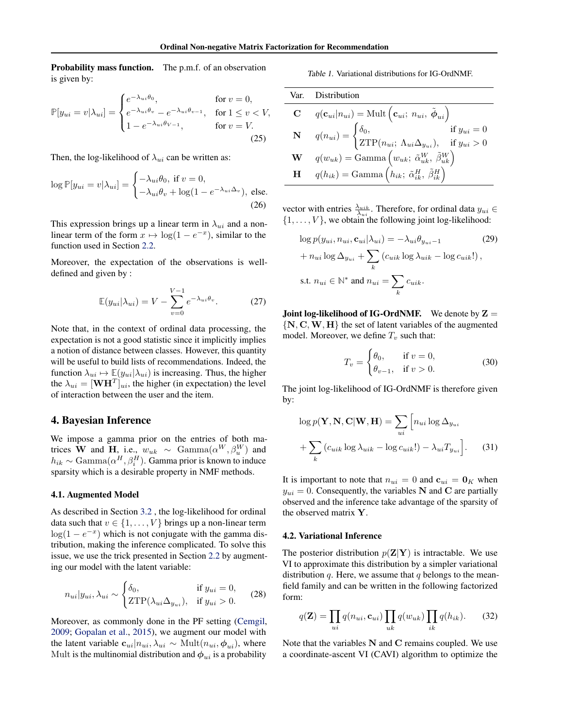**Probability mass function.** The p.m.f. of an observation is given by:

$$
\mathbb{P}[y_{ui} = v|\lambda_{ui}] = \begin{cases} e^{-\lambda_{ui}\theta_0}, & \text{for } v = 0, \\ e^{-\lambda_{ui}\theta_v} - e^{-\lambda_{ui}\theta_{v-1}}, & \text{for } 1 \leq v < V, \\ 1 - e^{-\lambda_{ui}\theta_{V-1}}, & \text{for } v = V. \end{cases} \tag{25}
$$

Then, the log-likelihood of $\lambda_{ui}$ can be written as:

$$
\log \mathbb{P}[y_{ui} = v|\lambda_{ui}] = \begin{cases} -\lambda_{ui}\theta_0, \text{ if } v = 0, \\ -\lambda_{ui}\theta_v + \log(1 - e^{-\lambda_{ui}\Delta_v}), \text{ else.} \end{cases} \tag{26}
$$

This expression brings up a linear term in $\lambda_{ui}$ and a non-linear term of the form $x \mapsto \log(1 - e^{-x})$, similar to the function used in Section 2.2.

Moreover, the expectation of the observations is well-defined and given by :

$$
\mathbb{E}(y_{ui}|\lambda_{ui}) = V - \sum_{v=0}^{V-1} e^{-\lambda_{ui}\theta_v}. \tag{27}
$$

Note that, in the context of ordinal data processing, the expectation is not a good statistic since it implicitly implies a notion of distance between classes. However, this quantity will be useful to build lists of recommendations. Indeed, the function $\lambda_{ui} \mapsto \mathbb{E}(y_{ui}|\lambda_{ui})$ is increasing. Thus, the higher the $\lambda_{ui} = [\mathbf{W}\mathbf{H}^T]_{ui}$, the higher (in expectation) the level of interaction between the user and the item.

## 4. Bayesian Inference

We impose a gamma prior on the entries of both matrices $\mathbf{W}$ and $\mathbf{H}$, i.e., $w_{uk} \sim \text{Gamma}(\alpha^W, \beta_u^W)$ and $h_{ik} \sim \text{Gamma}(\alpha^H, \beta_i^H)$. Gamma prior is known to induce sparsity which is a desirable property in NMF methods.

### 4.1. Augmented Model

As described in Section 3.2 , the log-likelihood for ordinal data such that $v \in \{1, \ldots, V\}$ brings up a non-linear term $\log(1 - e^{-x})$ which is not conjugate with the gamma distribution, making the inference complicated. To solve this issue, we use the trick presented in Section 2.2 by augmenting our model with the latent variable:

$$
n_{ui}|y_{ui}, \lambda_{ui} \sim \begin{cases} \delta_0, & \text{if } y_{ui} = 0, \\ \text{ZTP}(\lambda_{ui}\Delta_{y_{ui}}), & \text{if } y_{ui} > 0. \end{cases} \tag{28}
$$

Moreover, as commonly done in the PF setting (Cemgil, 2009; Gopalan et al., 2015), we augment our model with the latent variable $\mathbf{c}_{ui}|n_{ui}, \lambda_{ui} \sim \text{Mult}(n_{ui}, \boldsymbol{\phi}_{ui})$, where Mult is the multinomial distribution and $\boldsymbol{\phi}_{ui}$ is a probability vector with entries $\frac{\lambda_{uik}}{\lambda_{ui}}$. Therefore, for ordinal data $y_{ui} \in \{1, \ldots, V\}$, we obtain the following joint log-likelihood:

$$
\begin{aligned}
\log p(y_{ui}, n_{ui}, \mathbf{c}_{ui}|\lambda_{ui}) &= -\lambda_{ui}\theta_{y_{ui}-1} \\
&+ n_{ui} \log \Delta_{y_{ui}} + \sum_k \left( c_{uik} \log \lambda_{uik} - \log c_{uik}! \right), \\
&\text{s.t. } n_{ui} \in \mathbb{N}^* \text{ and } n_{ui} = \sum_k c_{uik}.
\end{aligned} \tag{29}
$$

Table 1. Variational distributions for IG-OrdNMF.

| Var. | Distribution |
|---|---|
| $\mathbf{C}$ | $q(\mathbf{c}_{ui}\|n_{ui}) = \text{Mult}\left(\mathbf{c}_{ui};\ n_{ui},\ \tilde{\boldsymbol{\phi}}_{ui}\right)$ |
| $\mathbf{N}$ | $q(n_{ui}) = \begin{cases} \delta_0, & \text{if } y_{ui} = 0 \\ \text{ZTP}(n_{ui};\ \Lambda_{ui}\Delta_{y_{ui}}), & \text{if } y_{ui} > 0 \end{cases}$ |
| $\mathbf{W}$ | $q(w_{uk}) = \text{Gamma}\left(w_{uk};\ \tilde{\alpha}_{uk}^W,\ \tilde{\beta}_{uk}^W\right)$ |
| $\mathbf{H}$ | $q(h_{ik}) = \text{Gamma}\left(h_{ik};\ \tilde{\alpha}_{ik}^H,\ \tilde{\beta}_{ik}^H\right)$ |

**Joint log-likelihood of IG-OrdNMF.** We denote by $\mathbf{Z} = \{\mathbf{N}, \mathbf{C}, \mathbf{W}, \mathbf{H}\}$ the set of latent variables of the augmented model. Moreover, we define $T_v$ such that:

$$
T_v = \begin{cases} \theta_0, & \text{if } v = 0, \\ \theta_{v-1}, & \text{if } v > 0. \end{cases} \tag{30}
$$

The joint log-likelihood of IG-OrdNMF is therefore given by:

$$
\begin{aligned}
\log p(\mathbf{Y}, \mathbf{N}, \mathbf{C}|\mathbf{W}, \mathbf{H}) = \sum_{ui} \Big[ n_{ui} \log \Delta_{y_{ui}} \\
+ \sum_k \left( c_{uik} \log \lambda_{uik} - \log c_{uik}! \right) - \lambda_{ui} T_{y_{ui}} \Big].
\end{aligned} \tag{31}
$$

It is important to note that $n_{ui} = 0$ and $\mathbf{c}_{ui} = \mathbf{0}_K$ when $y_{ui} = 0$. Consequently, the variables $\mathbf{N}$ and $\mathbf{C}$ are partially observed and the inference take advantage of the sparsity of the observed matrix $\mathbf{Y}$.

### 4.2. Variational Inference

The posterior distribution $p(\mathbf{Z}|\mathbf{Y})$ is intractable. We use VI to approximate this distribution by a simpler variational distribution $q$. Here, we assume that $q$ belongs to the mean-field family and can be written in the following factorized form:

$$
q(\mathbf{Z}) = \prod_{ui} q(n_{ui}, \mathbf{c}_{ui}) \prod_{uk} q(w_{uk}) \prod_{ik} q(h_{ik}). \tag{32}
$$

Note that the variables $\mathbf{N}$ and $\mathbf{C}$ remains coupled. We use a coordinate-ascent VI (CAVI) algorithm to optimize the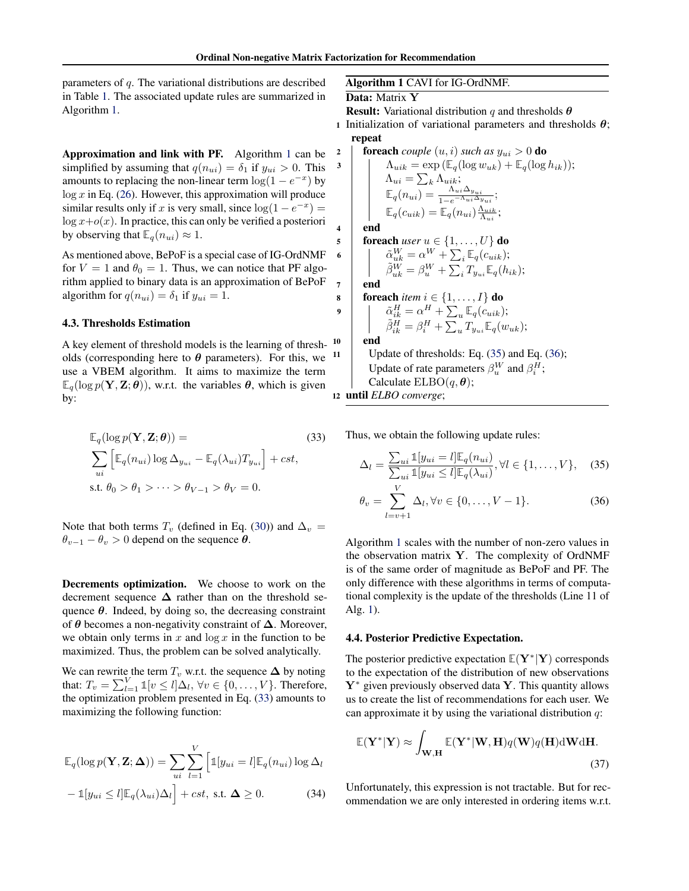parameters of $q$. The variational distributions are described in Table 1. The associated update rules are summarized in Algorithm 1.

**Approximation and link with PF.** Algorithm 1 can be simplified by assuming that $q(n_{ui}) = \delta_1$ if $y_{ui} > 0$. This amounts to replacing the non-linear term $\log(1 - e^{-x})$ by $\log x$ in Eq. (26). However, this approximation will produce similar results only if $x$ is very small, since $\log(1 - e^{-x}) = \log x + o(x)$. In practice, this can only be verified a posteriori by observing that $\mathbb{E}_q(n_{ui}) \approx 1$.

As mentioned above, BePoF is a special case of IG-OrdNMF for $V = 1$ and $\theta_0 = 1$. Thus, we can notice that PF algorithm applied to binary data is an approximation of BePoF algorithm for $q(n_{ui}) = \delta_1$ if $y_{ui} = 1$.

### 4.3. Thresholds Estimation

A key element of threshold models is the learning of thresholds (corresponding here to $\boldsymbol{\theta}$ parameters). For this, we use a VBEM algorithm. It aims to maximize the term $\mathbb{E}_q(\log p(\mathbf{Y}, \mathbf{Z}; \boldsymbol{\theta}))$, w.r.t. the variables $\boldsymbol{\theta}$, which is given by:

$$\mathbb{E}_q(\log p(\mathbf{Y}, \mathbf{Z}; \boldsymbol{\theta})) = \sum_{ui} \left[ \mathbb{E}_q(n_{ui}) \log \Delta_{y_{ui}} - \mathbb{E}_q(\lambda_{ui}) T_{y_{ui}} \right] + cst, \quad \text{s.t. } \theta_0 > \theta_1 > \cdots > \theta_{V-1} > \theta_V = 0. \tag{33}$$

Note that both terms $T_v$ (defined in Eq. (30)) and $\Delta_v = \theta_{v-1} - \theta_v > 0$ depend on the sequence $\boldsymbol{\theta}$.

**Decrements optimization.** We choose to work on the decrement sequence $\boldsymbol{\Delta}$ rather than on the threshold sequence $\boldsymbol{\theta}$. Indeed, by doing so, the decreasing constraint of $\boldsymbol{\theta}$ becomes a non-negativity constraint of $\boldsymbol{\Delta}$. Moreover, we obtain only terms in $x$ and $\log x$ in the function to be maximized. Thus, the problem can be solved analytically.

We can rewrite the term $T_v$ w.r.t. the sequence $\boldsymbol{\Delta}$ by noting that: $T_v = \sum_{l=1}^{V} \mathbb{1}[v \leq l] \Delta_l, \forall v \in \{0, \ldots, V\}$. Therefore, the optimization problem presented in Eq. (33) amounts to maximizing the following function:

$$\mathbb{E}_q(\log p(\mathbf{Y}, \mathbf{Z}; \boldsymbol{\Delta})) = \sum_{ui} \sum_{l=1}^{V} \Big[ \mathbb{1}[y_{ui} = l] \mathbb{E}_q(n_{ui}) \log \Delta_l - \mathbb{1}[y_{ui} \leq l] \mathbb{E}_q(\lambda_{ui}) \Delta_l \Big] + cst, \text{ s.t. } \boldsymbol{\Delta} \geq 0. \tag{34}$$

**Algorithm 1** CAVI for IG-OrdNMF.

**Data:** Matrix $\mathbf{Y}$

**Result:** Variational distribution $q$ and thresholds $\boldsymbol{\theta}$

1. Initialization of variational parameters and thresholds $\boldsymbol{\theta}$;
   **repeat**
2. **foreach** *couple* $(u, i)$ *such as* $y_{ui} > 0$ **do**
3. $\quad \Lambda_{uik} = \exp\left(\mathbb{E}_q(\log w_{uk}) + \mathbb{E}_q(\log h_{ik})\right)$;
   $\quad \Lambda_{ui} = \sum_k \Lambda_{uik}$;
   $\quad \mathbb{E}_q(n_{ui}) = \frac{\Lambda_{ui} \Delta_{y_{ui}}}{1 - e^{-\Lambda_{ui} \Delta_{y_{ui}}}}$;
   $\quad \mathbb{E}_q(c_{uik}) = \mathbb{E}_q(n_{ui}) \frac{\Lambda_{uik}}{\Lambda_{ui}}$;
4. **end**
5. **foreach** *user* $u \in \{1, \ldots, U\}$ **do**
6. $\quad \tilde{\alpha}^W_{uk} = \alpha^W + \sum_i \mathbb{E}_q(c_{uik})$;
   $\quad \tilde{\beta}^W_{uk} = \beta^W_u + \sum_i T_{y_{ui}} \mathbb{E}_q(h_{ik})$;
7. **end**
8. **foreach** *item* $i \in \{1, \ldots, I\}$ **do**
9. $\quad \tilde{\alpha}^H_{ik} = \alpha^H + \sum_u \mathbb{E}_q(c_{uik})$;
   $\quad \tilde{\beta}^H_{ik} = \beta^H_i + \sum_u T_{y_{ui}} \mathbb{E}_q(w_{uk})$;
10. **end**
11. Update of thresholds: Eq. (35) and Eq. (36);
    Update of rate parameters $\beta^W_u$ and $\beta^H_i$;
    Calculate ELBO$(q, \boldsymbol{\theta})$;
12. **until** *ELBO converge*;

Thus, we obtain the following update rules:

$$\Delta_l = \frac{\sum_{ui} \mathbb{1}[y_{ui} = l] \mathbb{E}_q(n_{ui})}{\sum_{ui} \mathbb{1}[y_{ui} \leq l] \mathbb{E}_q(\lambda_{ui})}, \forall l \in \{1, \ldots, V\}, \tag{35}$$

$$\theta_v = \sum_{l=v+1}^{V} \Delta_l, \forall v \in \{0, \ldots, V-1\}. \tag{36}$$

Algorithm 1 scales with the number of non-zero values in the observation matrix $\mathbf{Y}$. The complexity of OrdNMF is of the same order of magnitude as BePoF and PF. The only difference with these algorithms in terms of computational complexity is the update of the thresholds (Line 11 of Alg. 1).

### 4.4. Posterior Predictive Expectation.

The posterior predictive expectation $\mathbb{E}(\mathbf{Y}^* | \mathbf{Y})$ corresponds to the expectation of the distribution of new observations $\mathbf{Y}^*$ given previously observed data $\mathbf{Y}$. This quantity allows us to create the list of recommendations for each user. We can approximate it by using the variational distribution $q$:

$$\mathbb{E}(\mathbf{Y}^* | \mathbf{Y}) \approx \int_{\mathbf{W}, \mathbf{H}} \mathbb{E}(\mathbf{Y}^* | \mathbf{W}, \mathbf{H}) q(\mathbf{W}) q(\mathbf{H}) \mathrm{d}\mathbf{W} \mathrm{d}\mathbf{H}. \tag{37}$$

Unfortunately, this expression is not tractable. But for recommendation we are only interested in ordering items w.r.t.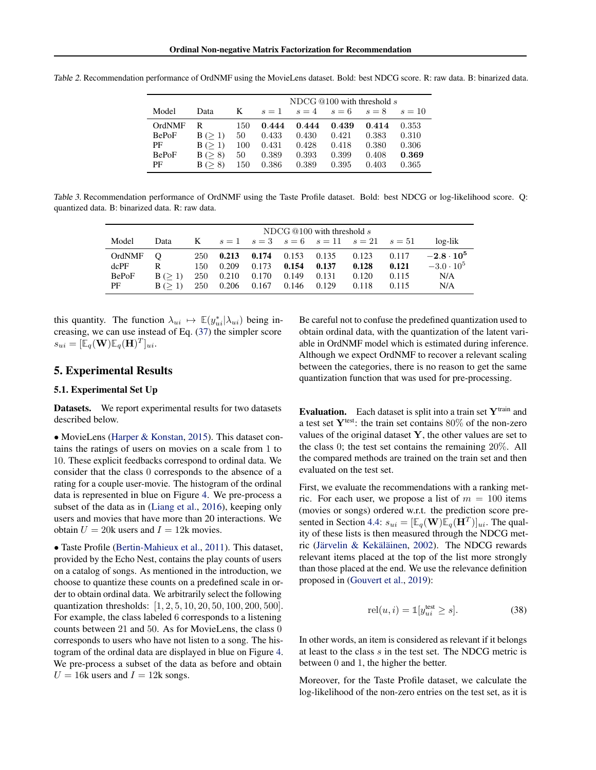*Table 2.* Recommendation performance of OrdNMF using the MovieLens dataset. Bold: best NDCG score. R: raw data. B: binarized data.

| | | | NDCG @100 with threshold $s$ | | | | |
|---|---|---|---|---|---|---|---|
| Model | Data | K | $s=1$ | $s=4$ | $s=6$ | $s=8$ | $s=10$ |
| OrdNMF | R | 150 | **0.444** | **0.444** | **0.439** | **0.414** | 0.353 |
| BePoF | B ($\geq 1$) | 50 | 0.433 | 0.430 | 0.421 | 0.383 | 0.310 |
| PF | B ($\geq 1$) | 100 | 0.431 | 0.428 | 0.418 | 0.380 | 0.306 |
| BePoF | B ($\geq 8$) | 50 | 0.389 | 0.393 | 0.399 | 0.408 | **0.369** |
| PF | B ($\geq 8$) | 150 | 0.386 | 0.389 | 0.395 | 0.403 | 0.365 |

*Table 3.* Recommendation performance of OrdNMF using the Taste Profile dataset. Bold: best NDCG or log-likelihood score. Q: quantized data. B: binarized data. R: raw data.

| | | | NDCG @100 with threshold $s$ | | | | | | |
|---|---|---|---|---|---|---|---|---|---|
| Model | Data | K | $s=1$ | $s=3$ | $s=6$ | $s=11$ | $s=21$ | $s=51$ | log-lik |
| OrdNMF | Q | 250 | **0.213** | **0.174** | 0.153 | 0.135 | 0.123 | 0.117 | $\mathbf{-2.8 \cdot 10^5}$ |
| dcPF | R | 150 | 0.209 | 0.173 | **0.154** | **0.137** | **0.128** | **0.121** | $-3.0 \cdot 10^5$ |
| BePoF | B ($\geq 1$) | 250 | 0.210 | 0.170 | 0.149 | 0.131 | 0.120 | 0.115 | N/A |
| PF | B ($\geq 1$) | 250 | 0.206 | 0.167 | 0.146 | 0.129 | 0.118 | 0.115 | N/A |

this quantity. The function $\lambda_{ui} \mapsto \mathbb{E}(y^*_{ui}|\lambda_{ui})$ being increasing, we can use instead of Eq. (37) the simpler score $s_{ui} = [\mathbb{E}_q(\mathbf{W})\mathbb{E}_q(\mathbf{H})^T]_{ui}$.

## 5. Experimental Results

### 5.1. Experimental Set Up

**Datasets.** We report experimental results for two datasets described below.

• MovieLens (Harper & Konstan, 2015). This dataset contains the ratings of users on movies on a scale from 1 to 10. These explicit feedbacks correspond to ordinal data. We consider that the class 0 corresponds to the absence of a rating for a couple user-movie. The histogram of the ordinal data is represented in blue on Figure 4. We pre-process a subset of the data as in (Liang et al., 2016), keeping only users and movies that have more than 20 interactions. We obtain $U = 20$k users and $I = 12$k movies.

• Taste Profile (Bertin-Mahieux et al., 2011). This dataset, provided by the Echo Nest, contains the play counts of users on a catalog of songs. As mentioned in the introduction, we choose to quantize these counts on a predefined scale in order to obtain ordinal data. We arbitrarily select the following quantization thresholds: $[1, 2, 5, 10, 20, 50, 100, 200, 500]$. For example, the class labeled 6 corresponds to a listening counts between 21 and 50. As for MovieLens, the class 0 corresponds to users who have not listen to a song. The histogram of the ordinal data are displayed in blue on Figure 4. We pre-process a subset of the data as before and obtain $U = 16$k users and $I = 12$k songs.

Be careful not to confuse the predefined quantization used to obtain ordinal data, with the quantization of the latent variable in OrdNMF model which is estimated during inference. Although we expect OrdNMF to recover a relevant scaling between the categories, there is no reason to get the same quantization function that was used for pre-processing.

**Evaluation.** Each dataset is split into a train set $\mathbf{Y}^{\text{train}}$ and a test set $\mathbf{Y}^{\text{test}}$: the train set contains 80% of the non-zero values of the original dataset $\mathbf{Y}$, the other values are set to the class 0; the test set contains the remaining 20%. All the compared methods are trained on the train set and then evaluated on the test set.

First, we evaluate the recommendations with a ranking metric. For each user, we propose a list of $m = 100$ items (movies or songs) ordered w.r.t. the prediction score presented in Section 4.4: $s_{ui} = [\mathbb{E}_q(\mathbf{W})\mathbb{E}_q(\mathbf{H}^T)]_{ui}$. The quality of these lists is then measured through the NDCG metric (Järvelin & Kekäläinen, 2002). The NDCG rewards relevant items placed at the top of the list more strongly than those placed at the end. We use the relevance definition proposed in (Gouvert et al., 2019):

$$\text{rel}(u, i) = \mathbb{1}[y^{\text{test}}_{ui} \geq s]. \tag{38}$$

In other words, an item is considered as relevant if it belongs at least to the class $s$ in the test set. The NDCG metric is between 0 and 1, the higher the better.

Moreover, for the Taste Profile dataset, we calculate the log-likelihood of the non-zero entries on the test set, as it is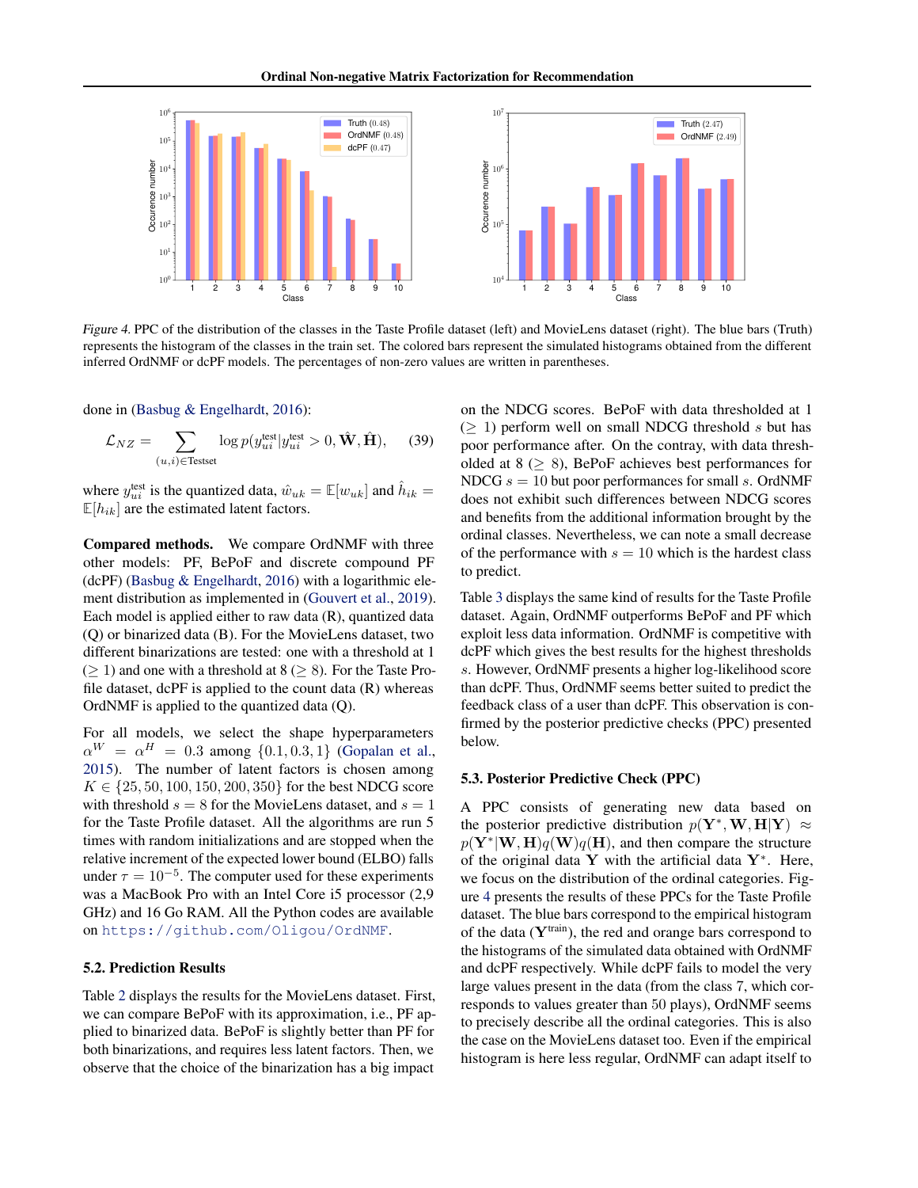*Figure 4.* PPC of the distribution of the classes in the Taste Profile dataset (left) and MovieLens dataset (right). The blue bars (Truth) represents the histogram of the classes in the train set. The colored bars represent the simulated histograms obtained from the different inferred OrdNMF or dcPF models. The percentages of non-zero values are written in parentheses.

done in (Basbug & Engelhardt, 2016):

$$\mathcal{L}_{NZ} = \sum_{(u,i) \in \text{Testset}} \log p(y_{ui}^{\text{test}} | y_{ui}^{\text{test}} > 0, \hat{\mathbf{W}}, \hat{\mathbf{H}}), \quad (39)$$

where $y_{ui}^{\text{test}}$ is the quantized data, $\hat{w}_{uk} = \mathbb{E}[w_{uk}]$ and $\hat{h}_{ik} = \mathbb{E}[h_{ik}]$ are the estimated latent factors.

**Compared methods.** We compare OrdNMF with three other models: PF, BePoF and discrete compound PF (dcPF) (Basbug & Engelhardt, 2016) with a logarithmic element distribution as implemented in (Gouvert et al., 2019). Each model is applied either to raw data (R), quantized data (Q) or binarized data (B). For the MovieLens dataset, two different binarizations are tested: one with a threshold at 1 ($\geq 1$) and one with a threshold at 8 ($\geq 8$). For the Taste Profile dataset, dcPF is applied to the count data (R) whereas OrdNMF is applied to the quantized data (Q).

For all models, we select the shape hyperparameters $\alpha^W = \alpha^H = 0.3$ among $\{0.1, 0.3, 1\}$ (Gopalan et al., 2015). The number of latent factors is chosen among $K \in \{25, 50, 100, 150, 200, 350\}$ for the best NDCG score with threshold $s = 8$ for the MovieLens dataset, and $s = 1$ for the Taste Profile dataset. All the algorithms are run 5 times with random initializations and are stopped when the relative increment of the expected lower bound (ELBO) falls under $\tau = 10^{-5}$. The computer used for these experiments was a MacBook Pro with an Intel Core i5 processor (2,9 GHz) and 16 Go RAM. All the Python codes are available on `https://github.com/Oligou/OrdNMF`.

### 5.2. Prediction Results

Table 2 displays the results for the MovieLens dataset. First, we can compare BePoF with its approximation, i.e., PF applied to binarized data. BePoF is slightly better than PF for both binarizations, and requires less latent factors. Then, we observe that the choice of the binarization has a big impact on the NDCG scores. BePoF with data thresholded at 1 ($\geq 1$) perform well on small NDCG threshold $s$ but has poor performance after. On the contray, with data thresholded at 8 ($\geq 8$), BePoF achieves best performances for NDCG $s = 10$ but poor performances for small $s$. OrdNMF does not exhibit such differences between NDCG scores and benefits from the additional information brought by the ordinal classes. Nevertheless, we can note a small decrease of the performance with $s = 10$ which is the hardest class to predict.

Table 3 displays the same kind of results for the Taste Profile dataset. Again, OrdNMF outperforms BePoF and PF which exploit less data information. OrdNMF is competitive with dcPF which gives the best results for the highest thresholds $s$. However, OrdNMF presents a higher log-likelihood score than dcPF. Thus, OrdNMF seems better suited to predict the feedback class of a user than dcPF. This observation is confirmed by the posterior predictive checks (PPC) presented below.

### 5.3. Posterior Predictive Check (PPC)

A PPC consists of generating new data based on the posterior predictive distribution $p(\mathbf{Y}^*, \mathbf{W}, \mathbf{H}|\mathbf{Y}) \approx p(\mathbf{Y}^*|\mathbf{W}, \mathbf{H})q(\mathbf{W})q(\mathbf{H})$, and then compare the structure of the original data $\mathbf{Y}$ with the artificial data $\mathbf{Y}^*$. Here, we focus on the distribution of the ordinal categories. Figure 4 presents the results of these PPCs for the Taste Profile dataset. The blue bars correspond to the empirical histogram of the data ($\mathbf{Y}^{\text{train}}$), the red and orange bars correspond to the histograms of the simulated data obtained with OrdNMF and dcPF respectively. While dcPF fails to model the very large values present in the data (from the class 7, which corresponds to values greater than 50 plays), OrdNMF seems to precisely describe all the ordinal categories. This is also the case on the MovieLens dataset too. Even if the empirical histogram is here less regular, OrdNMF can adapt itself to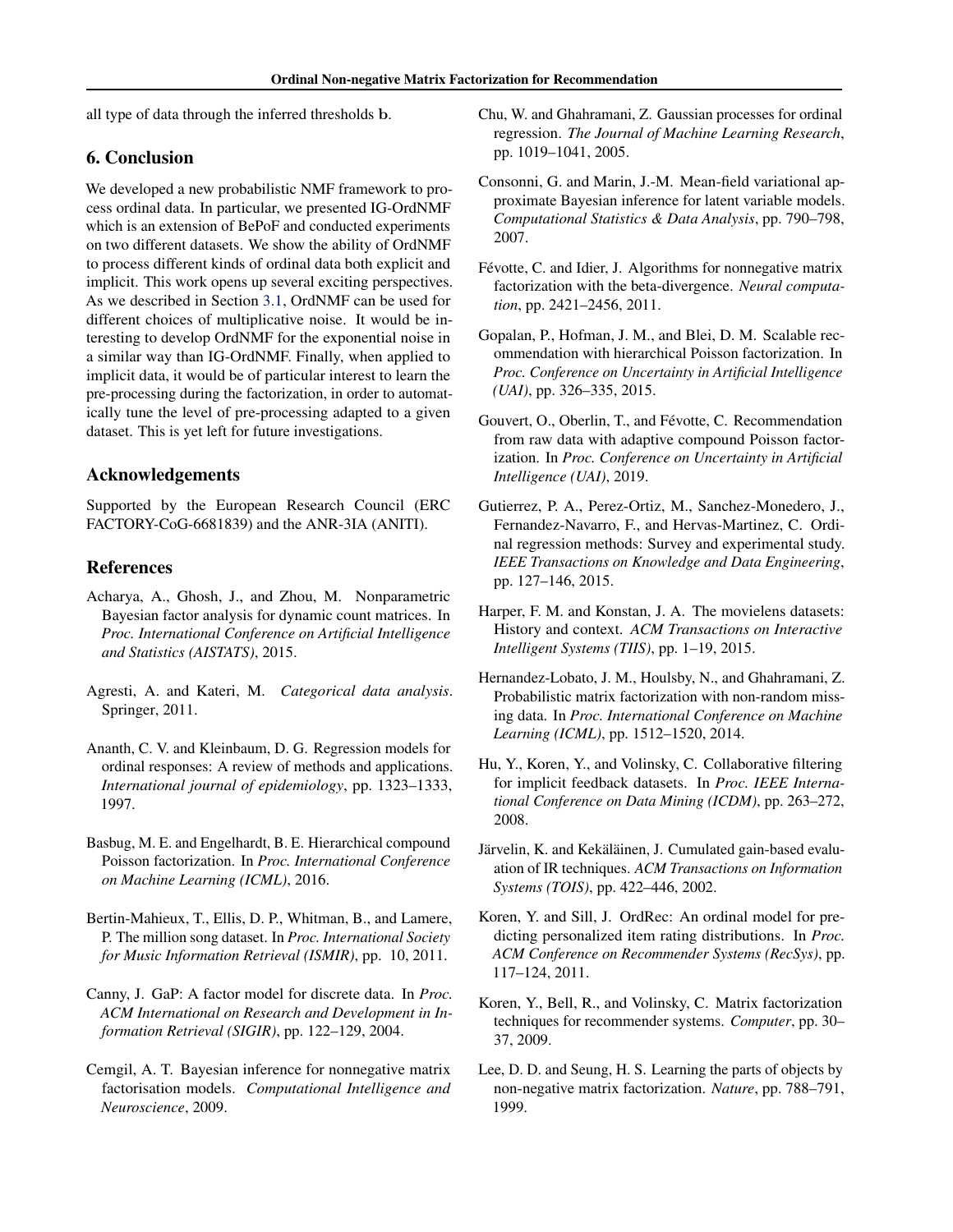all type of data through the inferred thresholds $\mathbf{b}$.

## 6. Conclusion

We developed a new probabilistic NMF framework to process ordinal data. In particular, we presented IG-OrdNMF which is an extension of BePoF and conducted experiments on two different datasets. We show the ability of OrdNMF to process different kinds of ordinal data both explicit and implicit. This work opens up several exciting perspectives. As we described in Section 3.1, OrdNMF can be used for different choices of multiplicative noise. It would be interesting to develop OrdNMF for the exponential noise in a similar way than IG-OrdNMF. Finally, when applied to implicit data, it would be of particular interest to learn the pre-processing during the factorization, in order to automatically tune the level of pre-processing adapted to a given dataset. This is yet left for future investigations.

## Acknowledgements

Supported by the European Research Council (ERC FACTORY-CoG-6681839) and the ANR-3IA (ANITI).

## References

Acharya, A., Ghosh, J., and Zhou, M. Nonparametric Bayesian factor analysis for dynamic count matrices. In *Proc. International Conference on Artificial Intelligence and Statistics (AISTATS)*, 2015.

Agresti, A. and Kateri, M. *Categorical data analysis*. Springer, 2011.

Ananth, C. V. and Kleinbaum, D. G. Regression models for ordinal responses: A review of methods and applications. *International journal of epidemiology*, pp. 1323–1333, 1997.

Basbug, M. E. and Engelhardt, B. E. Hierarchical compound Poisson factorization. In *Proc. International Conference on Machine Learning (ICML)*, 2016.

Bertin-Mahieux, T., Ellis, D. P., Whitman, B., and Lamere, P. The million song dataset. In *Proc. International Society for Music Information Retrieval (ISMIR)*, pp. 10, 2011.

Canny, J. GaP: A factor model for discrete data. In *Proc. ACM International on Research and Development in Information Retrieval (SIGIR)*, pp. 122–129, 2004.

Cemgil, A. T. Bayesian inference for nonnegative matrix factorisation models. *Computational Intelligence and Neuroscience*, 2009.

Chu, W. and Ghahramani, Z. Gaussian processes for ordinal regression. *The Journal of Machine Learning Research*, pp. 1019–1041, 2005.

Consonni, G. and Marin, J.-M. Mean-field variational approximate Bayesian inference for latent variable models. *Computational Statistics & Data Analysis*, pp. 790–798, 2007.

Févotte, C. and Idier, J. Algorithms for nonnegative matrix factorization with the beta-divergence. *Neural computation*, pp. 2421–2456, 2011.

Gopalan, P., Hofman, J. M., and Blei, D. M. Scalable recommendation with hierarchical Poisson factorization. In *Proc. Conference on Uncertainty in Artificial Intelligence (UAI)*, pp. 326–335, 2015.

Gouvert, O., Oberlin, T., and Févotte, C. Recommendation from raw data with adaptive compound Poisson factorization. In *Proc. Conference on Uncertainty in Artificial Intelligence (UAI)*, 2019.

Gutierrez, P. A., Perez-Ortiz, M., Sanchez-Monedero, J., Fernandez-Navarro, F., and Hervas-Martinez, C. Ordinal regression methods: Survey and experimental study. *IEEE Transactions on Knowledge and Data Engineering*, pp. 127–146, 2015.

Harper, F. M. and Konstan, J. A. The movielens datasets: History and context. *ACM Transactions on Interactive Intelligent Systems (TIIS)*, pp. 1–19, 2015.

Hernandez-Lobato, J. M., Houlsby, N., and Ghahramani, Z. Probabilistic matrix factorization with non-random missing data. In *Proc. International Conference on Machine Learning (ICML)*, pp. 1512–1520, 2014.

Hu, Y., Koren, Y., and Volinsky, C. Collaborative filtering for implicit feedback datasets. In *Proc. IEEE International Conference on Data Mining (ICDM)*, pp. 263–272, 2008.

Järvelin, K. and Kekäläinen, J. Cumulated gain-based evaluation of IR techniques. *ACM Transactions on Information Systems (TOIS)*, pp. 422–446, 2002.

Koren, Y. and Sill, J. OrdRec: An ordinal model for predicting personalized item rating distributions. In *Proc. ACM Conference on Recommender Systems (RecSys)*, pp. 117–124, 2011.

Koren, Y., Bell, R., and Volinsky, C. Matrix factorization techniques for recommender systems. *Computer*, pp. 30–37, 2009.

Lee, D. D. and Seung, H. S. Learning the parts of objects by non-negative matrix factorization. *Nature*, pp. 788–791, 1999.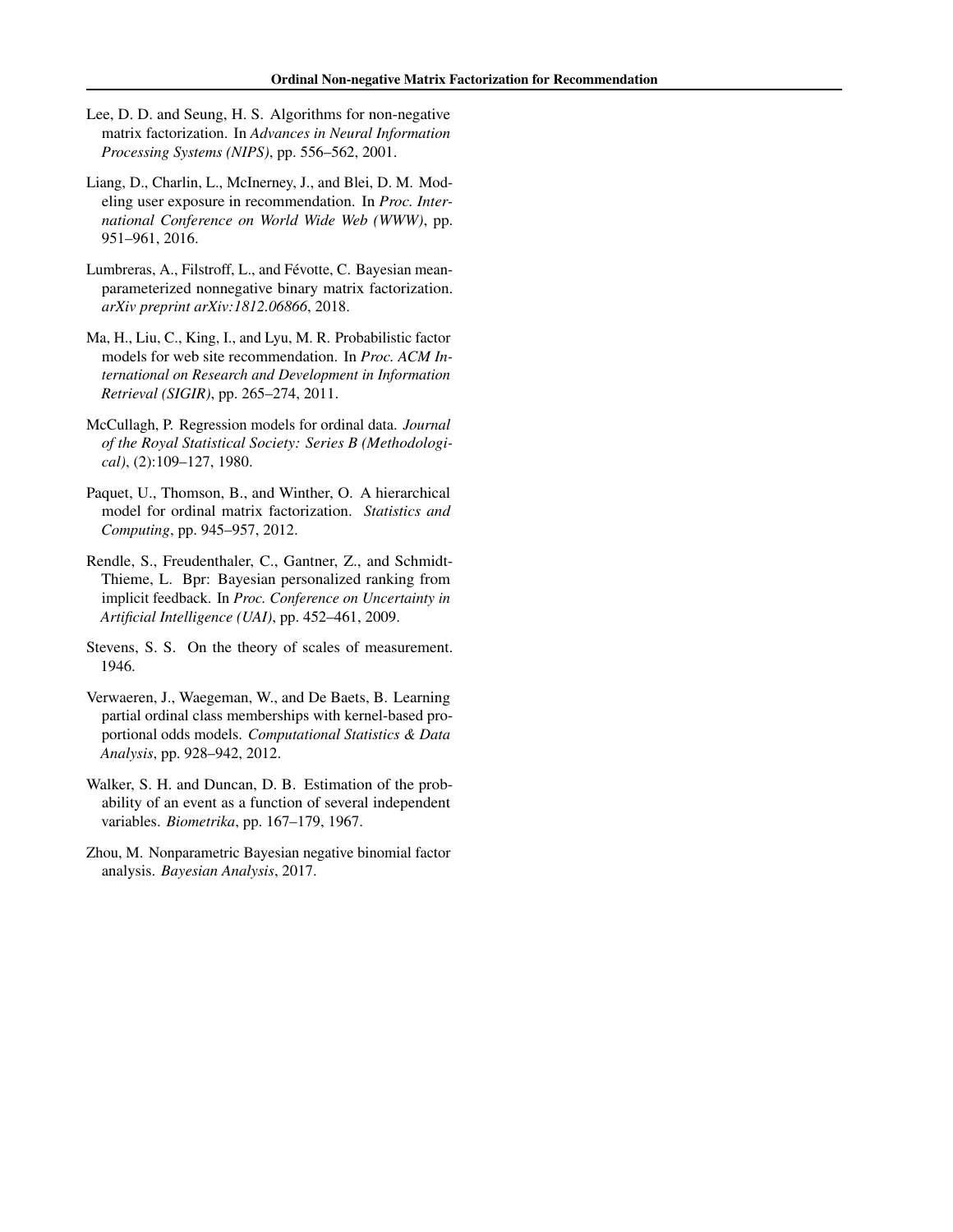Lee, D. D. and Seung, H. S. Algorithms for non-negative matrix factorization. In *Advances in Neural Information Processing Systems (NIPS)*, pp. 556–562, 2001.

Liang, D., Charlin, L., McInerney, J., and Blei, D. M. Modeling user exposure in recommendation. In *Proc. International Conference on World Wide Web (WWW)*, pp. 951–961, 2016.

Lumbreras, A., Filstroff, L., and Févotte, C. Bayesian mean-parameterized nonnegative binary matrix factorization. *arXiv preprint arXiv:1812.06866*, 2018.

Ma, H., Liu, C., King, I., and Lyu, M. R. Probabilistic factor models for web site recommendation. In *Proc. ACM International on Research and Development in Information Retrieval (SIGIR)*, pp. 265–274, 2011.

McCullagh, P. Regression models for ordinal data. *Journal of the Royal Statistical Society: Series B (Methodological)*, (2):109–127, 1980.

Paquet, U., Thomson, B., and Winther, O. A hierarchical model for ordinal matrix factorization. *Statistics and Computing*, pp. 945–957, 2012.

Rendle, S., Freudenthaler, C., Gantner, Z., and Schmidt-Thieme, L. Bpr: Bayesian personalized ranking from implicit feedback. In *Proc. Conference on Uncertainty in Artificial Intelligence (UAI)*, pp. 452–461, 2009.

Stevens, S. S. On the theory of scales of measurement. 1946.

Verwaeren, J., Waegeman, W., and De Baets, B. Learning partial ordinal class memberships with kernel-based proportional odds models. *Computational Statistics & Data Analysis*, pp. 928–942, 2012.

Walker, S. H. and Duncan, D. B. Estimation of the probability of an event as a function of several independent variables. *Biometrika*, pp. 167–179, 1967.

Zhou, M. Nonparametric Bayesian negative binomial factor analysis. *Bayesian Analysis*, 2017.